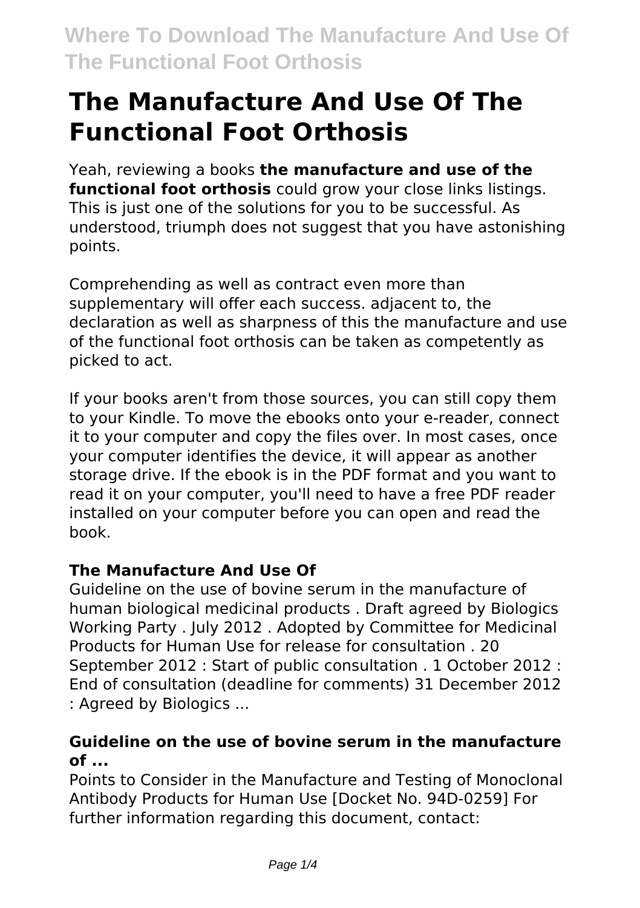# The Manufacture And Use Of The Functional Foot Orthosis

Yeah, reviewing a books **the manufacture and use of the functional foot orthosis** could grow your close links listings. This is just one of the solutions for you to be successful. As understood, triumph does not suggest that you have astonishing points.

Comprehending as well as contract even more than supplementary will offer each success. adjacent to, the declaration as well as sharpness of this the manufacture and use of the functional foot orthosis can be taken as competently as picked to act.

If your books aren't from those sources, you can still copy them to your Kindle. To move the ebooks onto your e-reader, connect it to your computer and copy the files over. In most cases, once your computer identifies the device, it will appear as another storage drive. If the ebook is in the PDF format and you want to read it on your computer, you'll need to have a free PDF reader installed on your computer before you can open and read the book.

### The Manufacture And Use Of

Guideline on the use of bovine serum in the manufacture of human biological medicinal products . Draft agreed by Biologics Working Party . July 2012 . Adopted by Committee for Medicinal Products for Human Use for release for consultation . 20 September 2012 : Start of public consultation . 1 October 2012 : End of consultation (deadline for comments) 31 December 2012 : Agreed by Biologics ...

### Guideline on the use of bovine serum in the manufacture of ...

Points to Consider in the Manufacture and Testing of Monoclonal Antibody Products for Human Use [Docket No. 94D-0259] For further information regarding this document, contact: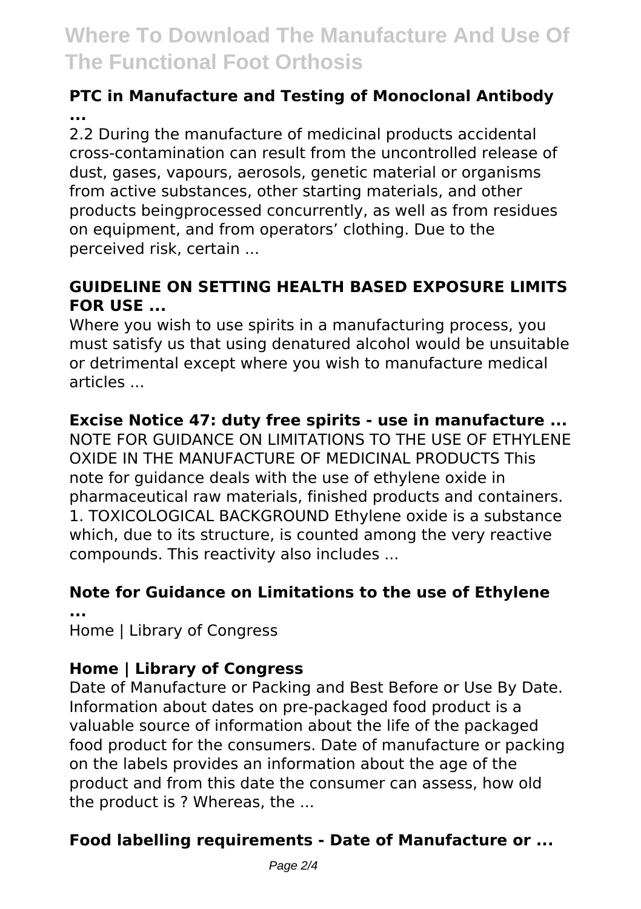### PTC in Manufacture and Testing of Monoclonal Antibody ...

2.2 During the manufacture of medicinal products accidental cross-contamination can result from the uncontrolled release of dust, gases, vapours, aerosols, genetic material or organisms from active substances, other starting materials, and other products beingprocessed concurrently, as well as from residues on equipment, and from operators' clothing. Due to the perceived risk, certain ...

### GUIDELINE ON SETTING HEALTH BASED EXPOSURE LIMITS FOR USE ...

Where you wish to use spirits in a manufacturing process, you must satisfy us that using denatured alcohol would be unsuitable or detrimental except where you wish to manufacture medical articles ...

### Excise Notice 47: duty free spirits - use in manufacture ...

NOTE FOR GUIDANCE ON LIMITATIONS TO THE USE OF ETHYLENE OXIDE IN THE MANUFACTURE OF MEDICINAL PRODUCTS This note for guidance deals with the use of ethylene oxide in pharmaceutical raw materials, finished products and containers. 1. TOXICOLOGICAL BACKGROUND Ethylene oxide is a substance which, due to its structure, is counted among the very reactive compounds. This reactivity also includes ...

### Note for Guidance on Limitations to the use of Ethylene ...

Home | Library of Congress

### Home | Library of Congress

Date of Manufacture or Packing and Best Before or Use By Date. Information about dates on pre-packaged food product is a valuable source of information about the life of the packaged food product for the consumers. Date of manufacture or packing on the labels provides an information about the age of the product and from this date the consumer can assess, how old the product is ? Whereas, the ...

### Food labelling requirements - Date of Manufacture or ...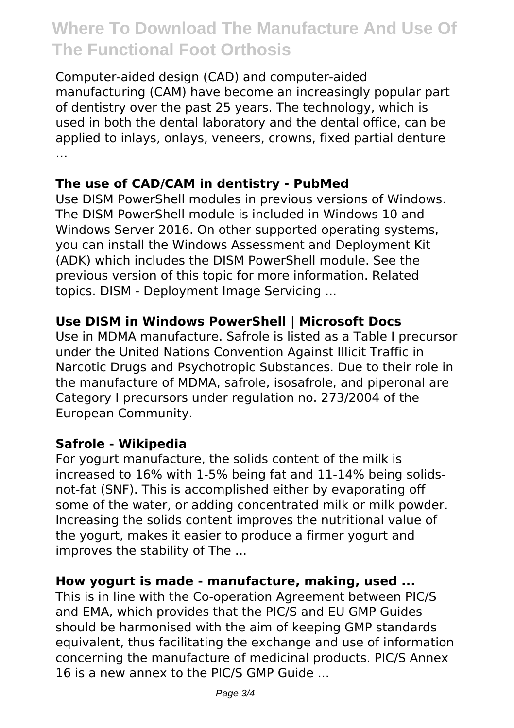Computer-aided design (CAD) and computer-aided manufacturing (CAM) have become an increasingly popular part of dentistry over the past 25 years. The technology, which is used in both the dental laboratory and the dental office, can be applied to inlays, onlays, veneers, crowns, fixed partial denture …

**The use of CAD/CAM in dentistry - PubMed**

Use DISM PowerShell modules in previous versions of Windows. The DISM PowerShell module is included in Windows 10 and Windows Server 2016. On other supported operating systems, you can install the Windows Assessment and Deployment Kit (ADK) which includes the DISM PowerShell module. See the previous version of this topic for more information. Related topics. DISM - Deployment Image Servicing ...

**Use DISM in Windows PowerShell | Microsoft Docs**

Use in MDMA manufacture. Safrole is listed as a Table I precursor under the United Nations Convention Against Illicit Traffic in Narcotic Drugs and Psychotropic Substances. Due to their role in the manufacture of MDMA, safrole, isosafrole, and piperonal are Category I precursors under regulation no. 273/2004 of the European Community.

**Safrole - Wikipedia**

For yogurt manufacture, the solids content of the milk is increased to 16% with 1-5% being fat and 11-14% being solids-not-fat (SNF). This is accomplished either by evaporating off some of the water, or adding concentrated milk or milk powder. Increasing the solids content improves the nutritional value of the yogurt, makes it easier to produce a firmer yogurt and improves the stability of The ...

**How yogurt is made - manufacture, making, used ...**

This is in line with the Co-operation Agreement between PIC/S and EMA, which provides that the PIC/S and EU GMP Guides should be harmonised with the aim of keeping GMP standards equivalent, thus facilitating the exchange and use of information concerning the manufacture of medicinal products. PIC/S Annex 16 is a new annex to the PIC/S GMP Guide ...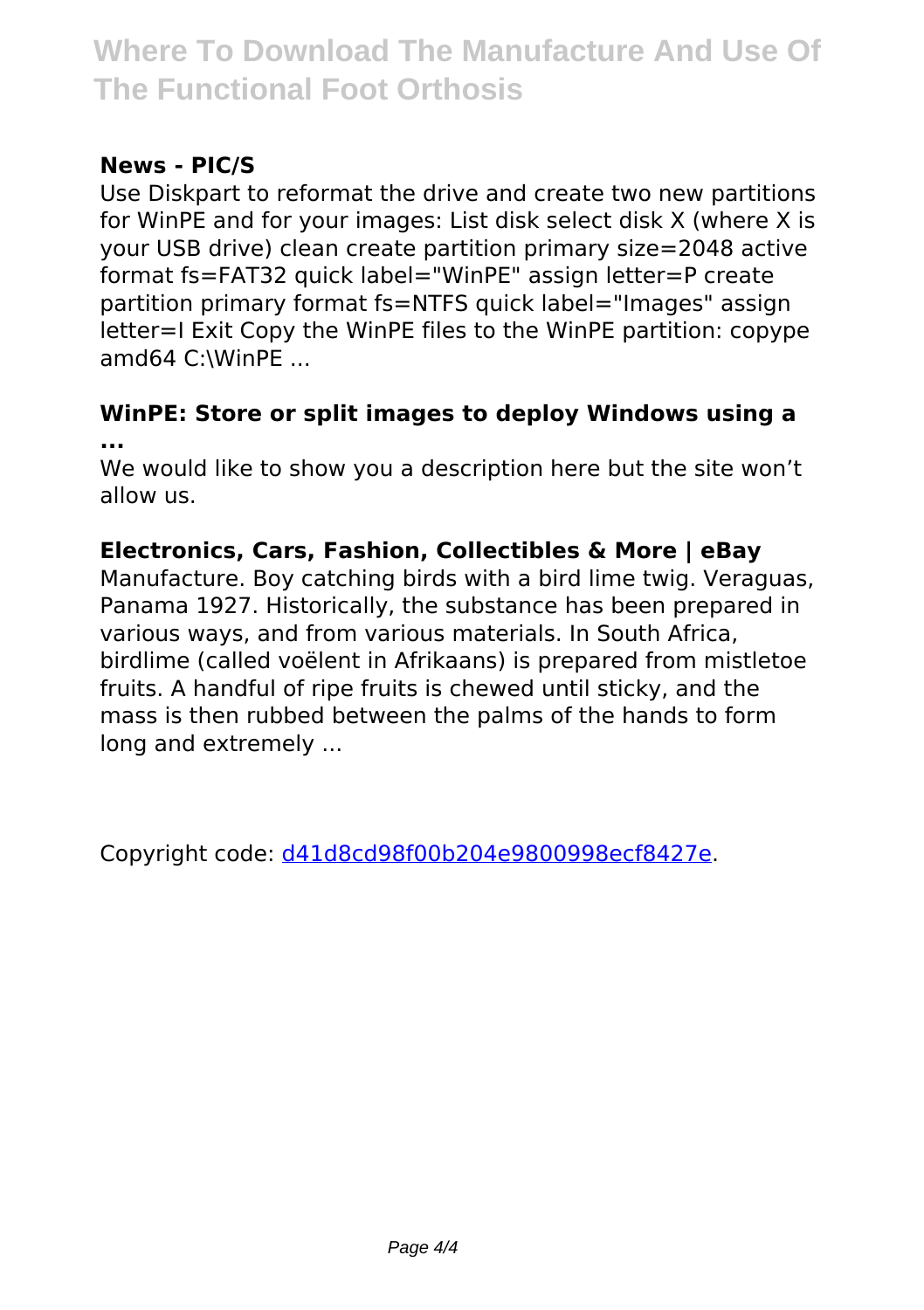**News - PIC/S**

Use Diskpart to reformat the drive and create two new partitions for WinPE and for your images: List disk select disk X (where X is your USB drive) clean create partition primary size=2048 active format fs=FAT32 quick label="WinPE" assign letter=P create partition primary format fs=NTFS quick label="Images" assign letter=I Exit Copy the WinPE files to the WinPE partition: copype amd64 C:\WinPE ...

**WinPE: Store or split images to deploy Windows using a ...**

We would like to show you a description here but the site won't allow us.

**Electronics, Cars, Fashion, Collectibles & More | eBay**

Manufacture. Boy catching birds with a bird lime twig. Veraguas, Panama 1927. Historically, the substance has been prepared in various ways, and from various materials. In South Africa, birdlime (called voëlent in Afrikaans) is prepared from mistletoe fruits. A handful of ripe fruits is chewed until sticky, and the mass is then rubbed between the palms of the hands to form long and extremely ...

Copyright code: d41d8cd98f00b204e9800998ecf8427e.